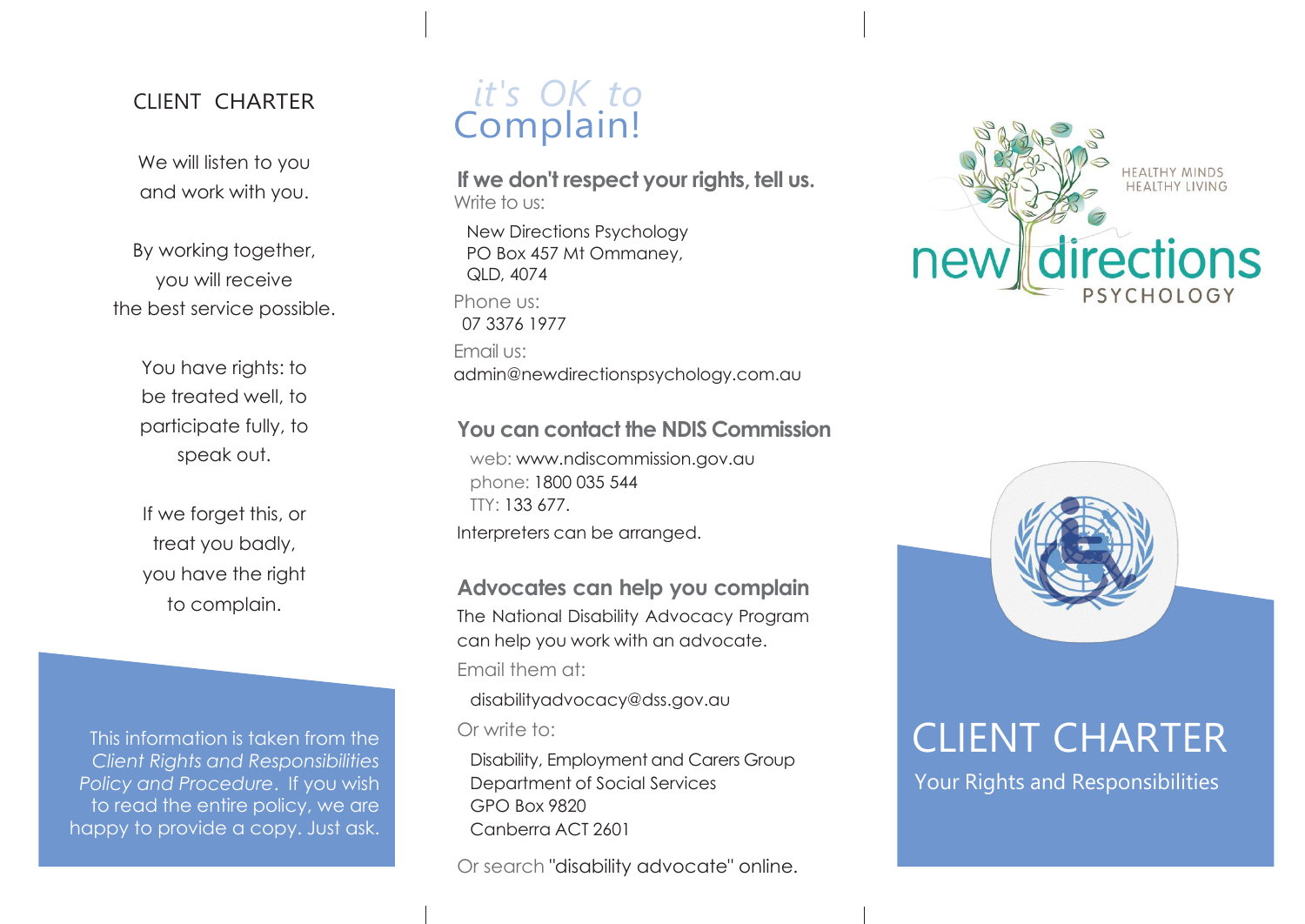## CLIENT CHARTER

We will listen to you and work with you.

By working together, you will receive the best service possible.

You have rights: to be treated well, to participate fully, to speak out.

If we forget this, or treat you badly, you have the right to complain.

This information is taken from the *Client Rights and Responsibilities Policy and Procedure*. If you wish to read the entire policy, we are happy to provide a copy. Just ask.

# it's OK to Complain!

### If we don't respect your rights, tell us.

Write to us:

New Directions Psychology
PO Box 457 Mt Ommaney,
QLD, 4074

Phone us:
07 3376 1977

Email us:
admin@newdirectionspsychology.com.au

### You can contact the NDIS Commission

web: www.ndiscommission.gov.au
phone: 1800 035 544
TTY: 133 677.

Interpreters can be arranged.

### Advocates can help you complain

The National Disability Advocacy Program can help you work with an advocate.

Email them at:

disabilityadvocacy@dss.gov.au

Or write to:

Disability, Employment and Carers Group
Department of Social Services
GPO Box 9820
Canberra ACT 2601

Or search "disability advocate" online.

HEALTHY MINDS
HEALTHY LIVING

new directions
PSYCHOLOGY

# CLIENT CHARTER

Your Rights and Responsibilities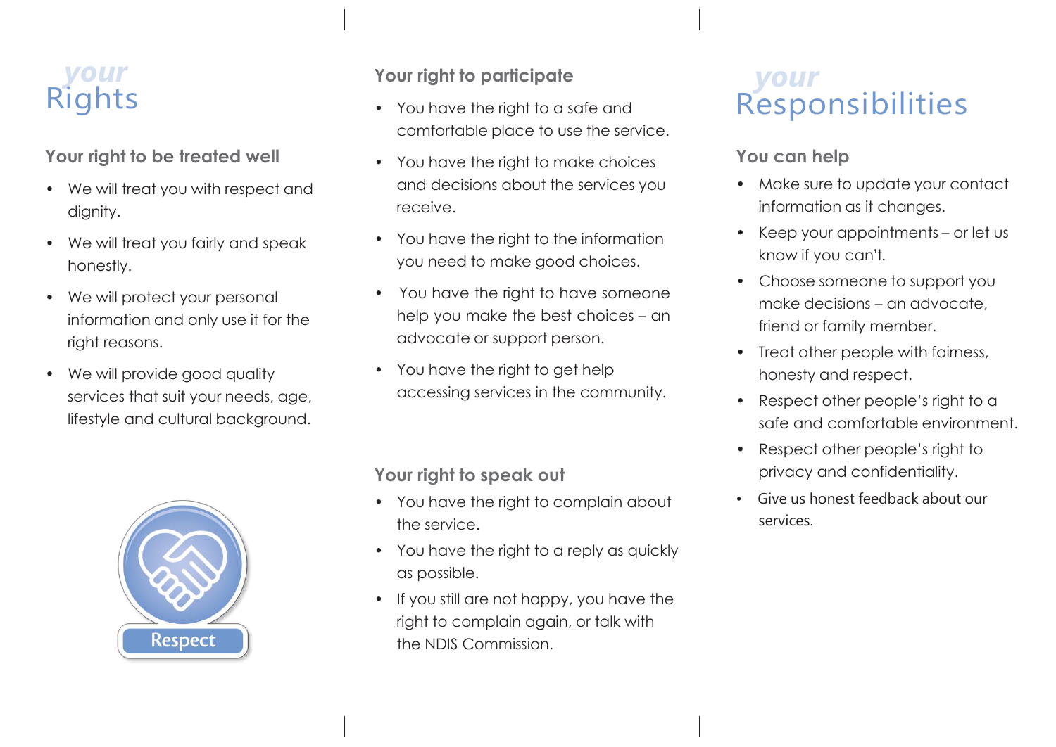# your Rights

## Your right to be treated well

- We will treat you with respect and dignity.
- We will treat you fairly and speak honestly.
- We will protect your personal information and only use it for the right reasons.
- We will provide good quality services that suit your needs, age, lifestyle and cultural background.

Respect

## Your right to participate

- You have the right to a safe and comfortable place to use the service.
- You have the right to make choices and decisions about the services you receive.
- You have the right to the information you need to make good choices.
- You have the right to have someone help you make the best choices – an advocate or support person.
- You have the right to get help accessing services in the community.

## Your right to speak out

- You have the right to complain about the service.
- You have the right to a reply as quickly as possible.
- If you still are not happy, you have the right to complain again, or talk with the NDIS Commission.

# your Responsibilities

## You can help

- Make sure to update your contact information as it changes.
- Keep your appointments – or let us know if you can't.
- Choose someone to support you make decisions – an advocate, friend or family member.
- Treat other people with fairness, honesty and respect.
- Respect other people's right to a safe and comfortable environment.
- Respect other people's right to privacy and confidentiality.
- Give us honest feedback about our services.